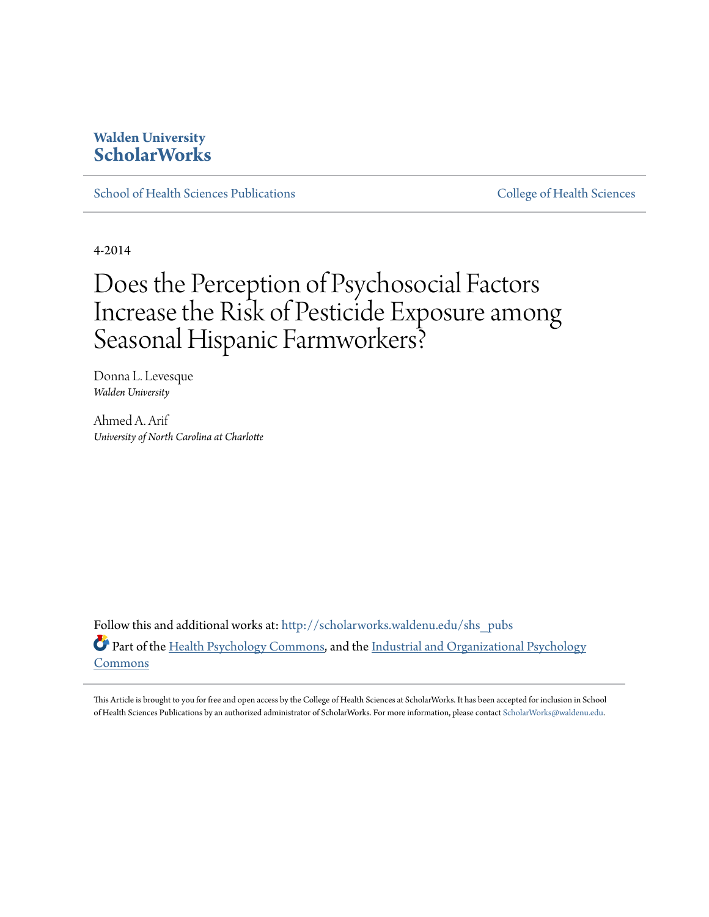Walden University
**ScholarWorks**

School of Health Sciences Publications | College of Health Sciences

4-2014

# Does the Perception of Psychosocial Factors Increase the Risk of Pesticide Exposure among Seasonal Hispanic Farmworkers?

Donna L. Levesque
*Walden University*

Ahmed A. Arif
*University of North Carolina at Charlotte*

Follow this and additional works at: http://scholarworks.waldenu.edu/shs_pubs

Part of the Health Psychology Commons, and the Industrial and Organizational Psychology Commons

This Article is brought to you for free and open access by the College of Health Sciences at ScholarWorks. It has been accepted for inclusion in School of Health Sciences Publications by an authorized administrator of ScholarWorks. For more information, please contact ScholarWorks@waldenu.edu.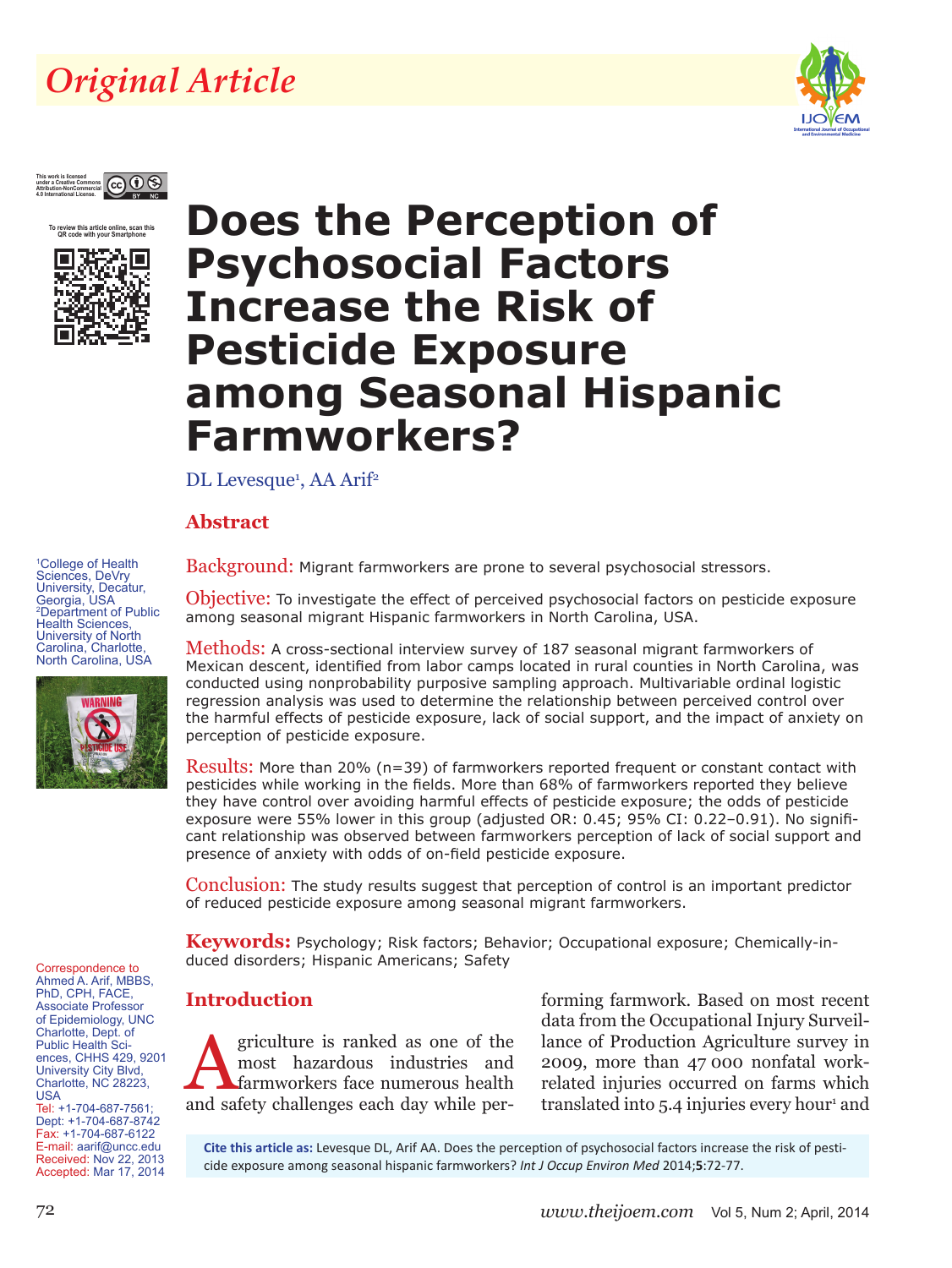# Original Article

This work is licensed under a Creative Commons Attribution-NonCommercial 4.0 International License.

# Does the Perception of Psychosocial Factors Increase the Risk of Pesticide Exposure among Seasonal Hispanic Farmworkers?

DL Levesque[1], AA Arif[2]

[1]College of Health Sciences, DeVry University, Decatur, Georgia, USA
[2]Department of Public Health Sciences, University of North Carolina, Charlotte, North Carolina, USA

## Abstract

**Background:** Migrant farmworkers are prone to several psychosocial stressors.

**Objective:** To investigate the effect of perceived psychosocial factors on pesticide exposure among seasonal migrant Hispanic farmworkers in North Carolina, USA.

**Methods:** A cross-sectional interview survey of 187 seasonal migrant farmworkers of Mexican descent, identified from labor camps located in rural counties in North Carolina, was conducted using nonprobability purposive sampling approach. Multivariable ordinal logistic regression analysis was used to determine the relationship between perceived control over the harmful effects of pesticide exposure, lack of social support, and the impact of anxiety on perception of pesticide exposure.

**Results:** More than 20% (n=39) of farmworkers reported frequent or constant contact with pesticides while working in the fields. More than 68% of farmworkers reported they believe they have control over avoiding harmful effects of pesticide exposure; the odds of pesticide exposure were 55% lower in this group (adjusted OR: 0.45; 95% CI: 0.22–0.91). No significant relationship was observed between farmworkers perception of lack of social support and presence of anxiety with odds of on-field pesticide exposure.

**Conclusion:** The study results suggest that perception of control is an important predictor of reduced pesticide exposure among seasonal migrant farmworkers.

**Keywords:** Psychology; Risk factors; Behavior; Occupational exposure; Chemically-induced disorders; Hispanic Americans; Safety

Correspondence to Ahmed A. Arif, MBBS, PhD, CPH, FACE, Associate Professor of Epidemiology, UNC Charlotte, Dept. of Public Health Sciences, CHHS 429, 9201 University City Blvd, Charlotte, NC 28223, USA
Tel: +1-704-687-7561; Dept: +1-704-687-8742
Fax: +1-704-687-6122
E-mail: aarif@uncc.edu
Received: Nov 22, 2013
Accepted: Mar 17, 2014

## Introduction

Agriculture is ranked as one of the most hazardous industries and farmworkers face numerous health and safety challenges each day while performing farmwork. Based on most recent data from the Occupational Injury Surveillance of Production Agriculture survey in 2009, more than 47 000 nonfatal work-related injuries occurred on farms which translated into 5.4 injuries every hour[1] and

**Cite this article as:** Levesque DL, Arif AA. Does the perception of psychosocial factors increase the risk of pesticide exposure among seasonal hispanic farmworkers? *Int J Occup Environ Med* 2014;**5**:72-77.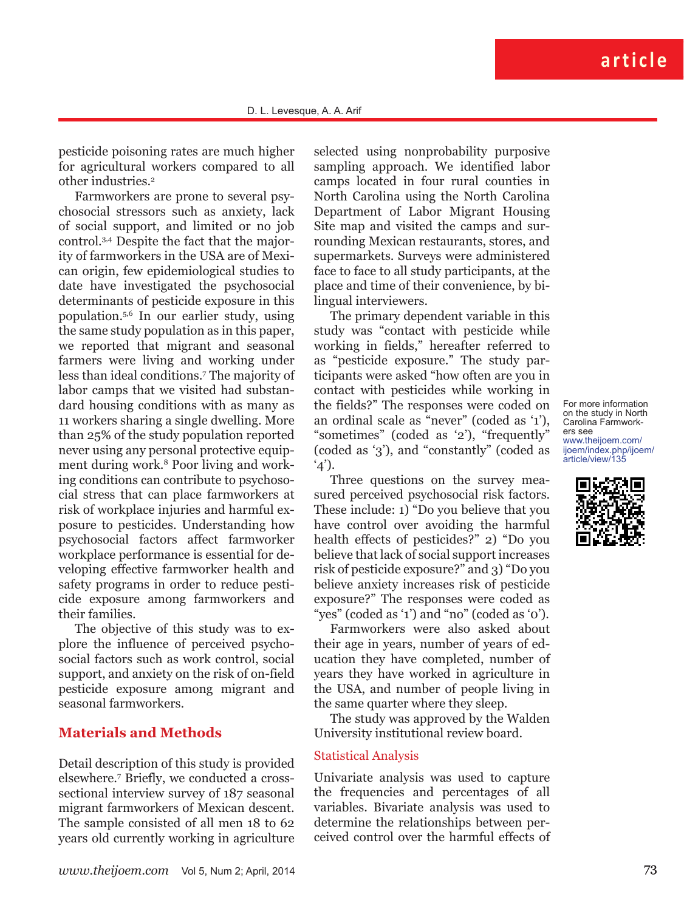pesticide poisoning rates are much higher for agricultural workers compared to all other industries.[2]

Farmworkers are prone to several psychosocial stressors such as anxiety, lack of social support, and limited or no job control.[3,4] Despite the fact that the majority of farmworkers in the USA are of Mexican origin, few epidemiological studies to date have investigated the psychosocial determinants of pesticide exposure in this population.[5,6] In our earlier study, using the same study population as in this paper, we reported that migrant and seasonal farmers were living and working under less than ideal conditions.[7] The majority of labor camps that we visited had substandard housing conditions with as many as 11 workers sharing a single dwelling. More than 25% of the study population reported never using any personal protective equipment during work.[8] Poor living and working conditions can contribute to psychosocial stress that can place farmworkers at risk of workplace injuries and harmful exposure to pesticides. Understanding how psychosocial factors affect farmworker workplace performance is essential for developing effective farmworker health and safety programs in order to reduce pesticide exposure among farmworkers and their families.

The objective of this study was to explore the influence of perceived psychosocial factors such as work control, social support, and anxiety on the risk of on-field pesticide exposure among migrant and seasonal farmworkers.

## Materials and Methods

Detail description of this study is provided elsewhere.[7] Briefly, we conducted a cross-sectional interview survey of 187 seasonal migrant farmworkers of Mexican descent. The sample consisted of all men 18 to 62 years old currently working in agriculture selected using nonprobability purposive sampling approach. We identified labor camps located in four rural counties in North Carolina using the North Carolina Department of Labor Migrant Housing Site map and visited the camps and surrounding Mexican restaurants, stores, and supermarkets. Surveys were administered face to face to all study participants, at the place and time of their convenience, by bilingual interviewers.

The primary dependent variable in this study was "contact with pesticide while working in fields," hereafter referred to as "pesticide exposure." The study participants were asked "how often are you in contact with pesticides while working in the fields?" The responses were coded on an ordinal scale as "never" (coded as '1'), "sometimes" (coded as '2'), "frequently" (coded as '3'), and "constantly" (coded as '4').

Three questions on the survey measured perceived psychosocial risk factors. These include: 1) "Do you believe that you have control over avoiding the harmful health effects of pesticides?" 2) "Do you believe that lack of social support increases risk of pesticide exposure?" and 3) "Do you believe anxiety increases risk of pesticide exposure?" The responses were coded as "yes" (coded as '1') and "no" (coded as '0').

Farmworkers were also asked about their age in years, number of years of education they have completed, number of years they have worked in agriculture in the USA, and number of people living in the same quarter where they sleep.

The study was approved by the Walden University institutional review board.

### Statistical Analysis

Univariate analysis was used to capture the frequencies and percentages of all variables. Bivariate analysis was used to determine the relationships between perceived control over the harmful effects of

For more information on the study in North Carolina Farmworkers see www.theijoem.com/ijoem/index.php/ijoem/article/view/135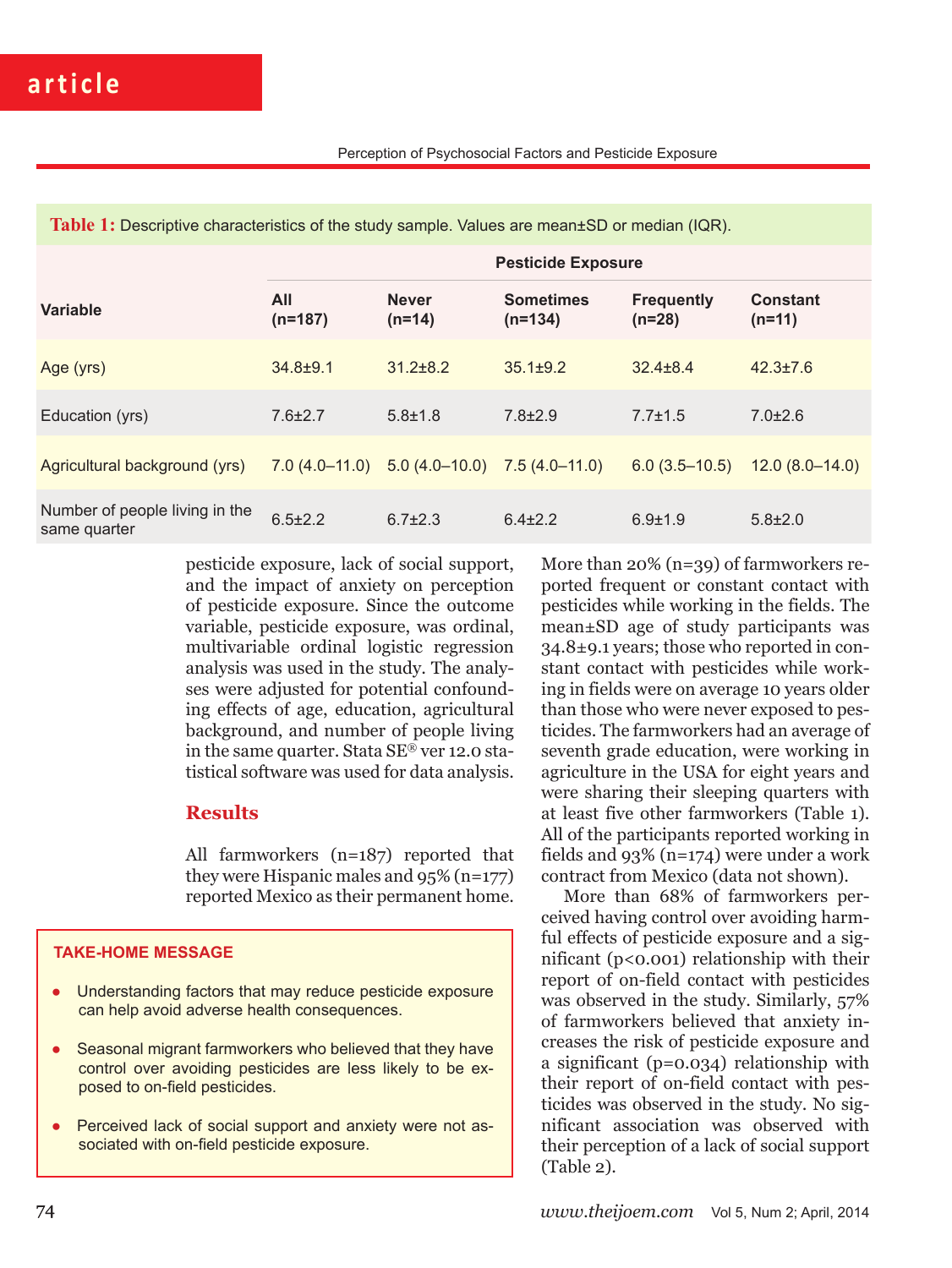**Table 1:** Descriptive characteristics of the study sample. Values are mean±SD or median (IQR).

| Variable | Pesticide Exposure | | | | |
|---|---|---|---|---|---|
| | All (n=187) | Never (n=14) | Sometimes (n=134) | Frequently (n=28) | Constant (n=11) |
| Age (yrs) | 34.8±9.1 | 31.2±8.2 | 35.1±9.2 | 32.4±8.4 | 42.3±7.6 |
| Education (yrs) | 7.6±2.7 | 5.8±1.8 | 7.8±2.9 | 7.7±1.5 | 7.0±2.6 |
| Agricultural background (yrs) | 7.0 (4.0–11.0) | 5.0 (4.0–10.0) | 7.5 (4.0–11.0) | 6.0 (3.5–10.5) | 12.0 (8.0–14.0) |
| Number of people living in the same quarter | 6.5±2.2 | 6.7±2.3 | 6.4±2.2 | 6.9±1.9 | 5.8±2.0 |

pesticide exposure, lack of social support, and the impact of anxiety on perception of pesticide exposure. Since the outcome variable, pesticide exposure, was ordinal, multivariable ordinal logistic regression analysis was used in the study. The analyses were adjusted for potential confounding effects of age, education, agricultural background, and number of people living in the same quarter. Stata SE® ver 12.0 statistical software was used for data analysis.

## Results

All farmworkers (n=187) reported that they were Hispanic males and 95% (n=177) reported Mexico as their permanent home. More than 20% (n=39) of farmworkers reported frequent or constant contact with pesticides while working in the fields. The mean±SD age of study participants was 34.8±9.1 years; those who reported in constant contact with pesticides while working in fields were on average 10 years older than those who were never exposed to pesticides. The farmworkers had an average of seventh grade education, were working in agriculture in the USA for eight years and were sharing their sleeping quarters with at least five other farmworkers (Table 1). All of the participants reported working in fields and 93% (n=174) were under a work contract from Mexico (data not shown).

More than 68% of farmworkers perceived having control over avoiding harmful effects of pesticide exposure and a significant ($p<0.001$) relationship with their report of on-field contact with pesticides was observed in the study. Similarly, 57% of farmworkers believed that anxiety increases the risk of pesticide exposure and a significant ($p=0.034$) relationship with their report of on-field contact with pesticides was observed in the study. No significant association was observed with their perception of a lack of social support (Table 2).

**TAKE-HOME MESSAGE**

- Understanding factors that may reduce pesticide exposure can help avoid adverse health consequences.
- Seasonal migrant farmworkers who believed that they have control over avoiding pesticides are less likely to be exposed to on-field pesticides.
- Perceived lack of social support and anxiety were not associated with on-field pesticide exposure.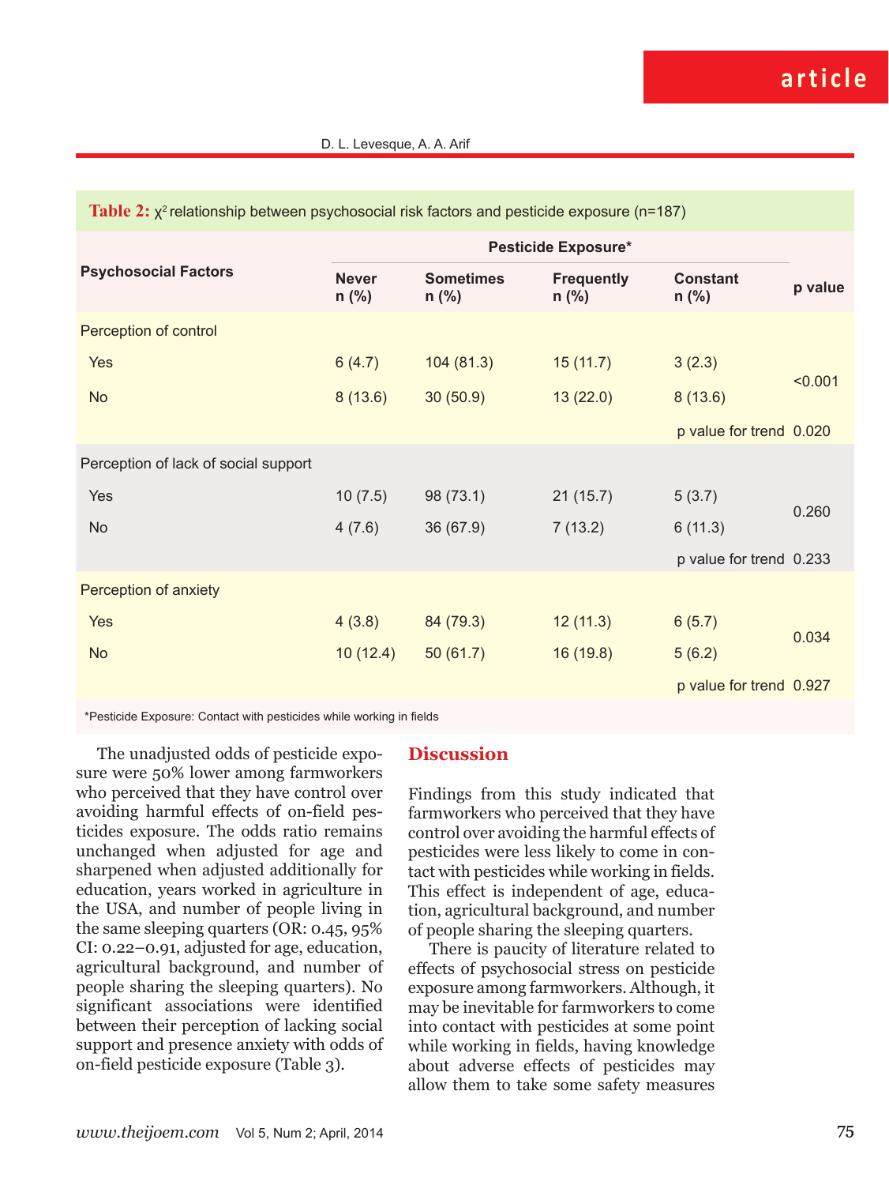**Table 2:** $\chi^2$ relationship between psychosocial risk factors and pesticide exposure (n=187)

| Psychosocial Factors | Pesticide Exposure* | | | | p value |
|---|---|---|---|---|---|
| | Never n (%) | Sometimes n (%) | Frequently n (%) | Constant n (%) | |
| Perception of control | | | | | |
| Yes | 6 (4.7) | 104 (81.3) | 15 (11.7) | 3 (2.3) | <0.001 |
| No | 8 (13.6) | 30 (50.9) | 13 (22.0) | 8 (13.6) | |
| | | | | p value for trend | 0.020 |
| Perception of lack of social support | | | | | |
| Yes | 10 (7.5) | 98 (73.1) | 21 (15.7) | 5 (3.7) | 0.260 |
| No | 4 (7.6) | 36 (67.9) | 7 (13.2) | 6 (11.3) | |
| | | | | p value for trend | 0.233 |
| Perception of anxiety | | | | | |
| Yes | 4 (3.8) | 84 (79.3) | 12 (11.3) | 6 (5.7) | 0.034 |
| No | 10 (12.4) | 50 (61.7) | 16 (19.8) | 5 (6.2) | |
| | | | | p value for trend | 0.927 |

*Pesticide Exposure: Contact with pesticides while working in fields

The unadjusted odds of pesticide exposure were 50% lower among farmworkers who perceived that they have control over avoiding harmful effects of on-field pesticides exposure. The odds ratio remains unchanged when adjusted for age and sharpened when adjusted additionally for education, years worked in agriculture in the USA, and number of people living in the same sleeping quarters (OR: 0.45, 95% CI: 0.22–0.91, adjusted for age, education, agricultural background, and number of people sharing the sleeping quarters). No significant associations were identified between their perception of lacking social support and presence anxiety with odds of on-field pesticide exposure (Table 3).

## Discussion

Findings from this study indicated that farmworkers who perceived that they have control over avoiding the harmful effects of pesticides were less likely to come in contact with pesticides while working in fields. This effect is independent of age, education, agricultural background, and number of people sharing the sleeping quarters.

There is paucity of literature related to effects of psychosocial stress on pesticide exposure among farmworkers. Although, it may be inevitable for farmworkers to come into contact with pesticides at some point while working in fields, having knowledge about adverse effects of pesticides may allow them to take some safety measures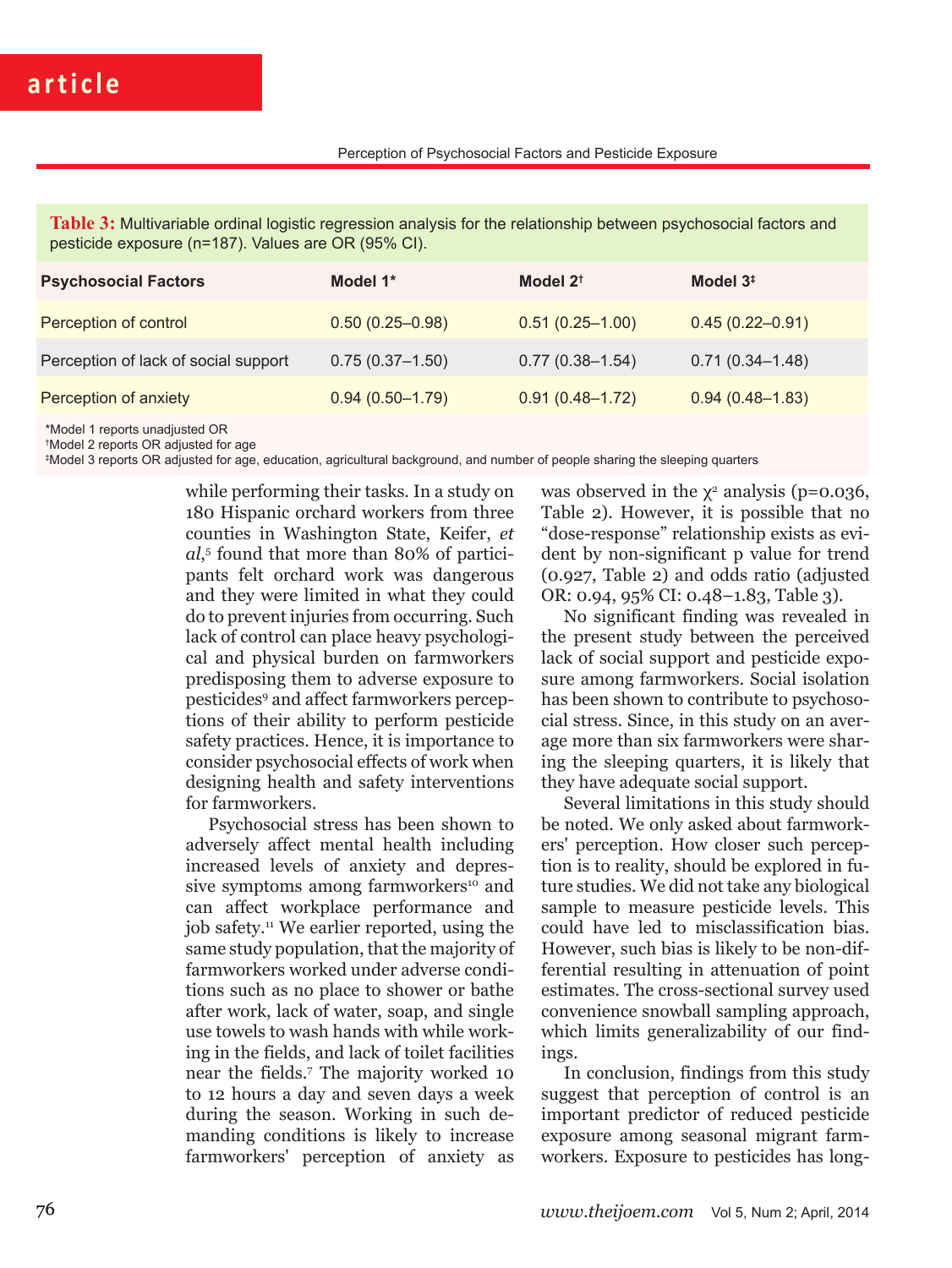**Table 3:** Multivariable ordinal logistic regression analysis for the relationship between psychosocial factors and pesticide exposure (n=187). Values are OR (95% CI).

| Psychosocial Factors | Model 1* | Model 2† | Model 3‡ |
|---|---|---|---|
| Perception of control | 0.50 (0.25–0.98) | 0.51 (0.25–1.00) | 0.45 (0.22–0.91) |
| Perception of lack of social support | 0.75 (0.37–1.50) | 0.77 (0.38–1.54) | 0.71 (0.34–1.48) |
| Perception of anxiety | 0.94 (0.50–1.79) | 0.91 (0.48–1.72) | 0.94 (0.48–1.83) |

*Model 1 reports unadjusted OR
†Model 2 reports OR adjusted for age
‡Model 3 reports OR adjusted for age, education, agricultural background, and number of people sharing the sleeping quarters

while performing their tasks. In a study on 180 Hispanic orchard workers from three counties in Washington State, Keifer, *et al*,[5] found that more than 80% of participants felt orchard work was dangerous and they were limited in what they could do to prevent injuries from occurring. Such lack of control can place heavy psychological and physical burden on farmworkers predisposing them to adverse exposure to pesticides[9] and affect farmworkers perceptions of their ability to perform pesticide safety practices. Hence, it is importance to consider psychosocial effects of work when designing health and safety interventions for farmworkers.

Psychosocial stress has been shown to adversely affect mental health including increased levels of anxiety and depressive symptoms among farmworkers[10] and can affect workplace performance and job safety.[11] We earlier reported, using the same study population, that the majority of farmworkers worked under adverse conditions such as no place to shower or bathe after work, lack of water, soap, and single use towels to wash hands with while working in the fields, and lack of toilet facilities near the fields.[7] The majority worked 10 to 12 hours a day and seven days a week during the season. Working in such demanding conditions is likely to increase farmworkers' perception of anxiety as was observed in the $\chi^2$ analysis (p=0.036, Table 2). However, it is possible that no "dose-response" relationship exists as evident by non-significant p value for trend (0.927, Table 2) and odds ratio (adjusted OR: 0.94, 95% CI: 0.48–1.83, Table 3).

No significant finding was revealed in the present study between the perceived lack of social support and pesticide exposure among farmworkers. Social isolation has been shown to contribute to psychosocial stress. Since, in this study on an average more than six farmworkers were sharing the sleeping quarters, it is likely that they have adequate social support.

Several limitations in this study should be noted. We only asked about farmworkers' perception. How closer such perception is to reality, should be explored in future studies. We did not take any biological sample to measure pesticide levels. This could have led to misclassification bias. However, such bias is likely to be non-differential resulting in attenuation of point estimates. The cross-sectional survey used convenience snowball sampling approach, which limits generalizability of our findings.

In conclusion, findings from this study suggest that perception of control is an important predictor of reduced pesticide exposure among seasonal migrant farmworkers. Exposure to pesticides has long-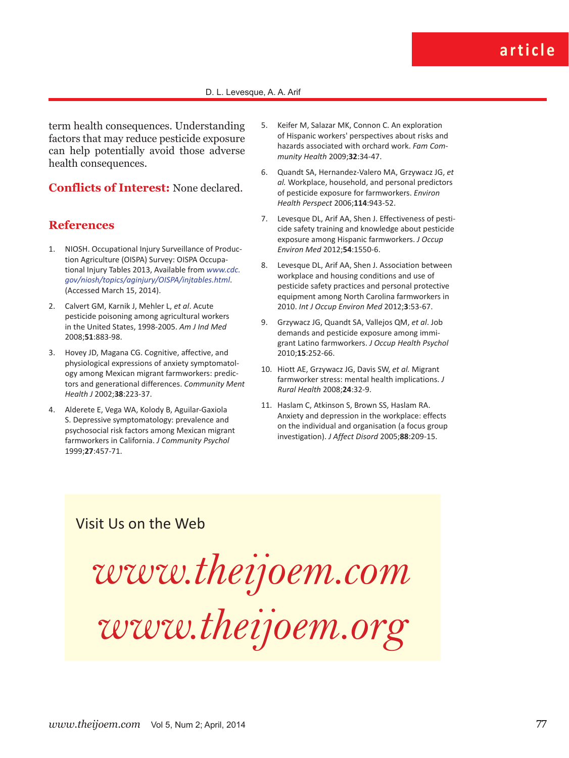term health consequences. Understanding factors that may reduce pesticide exposure can help potentially avoid those adverse health consequences.

**Conflicts of Interest:** None declared.

## References

1. NIOSH. Occupational Injury Surveillance of Production Agriculture (OISPA) Survey: OISPA Occupational Injury Tables 2013, Available from *www.cdc.gov/niosh/topics/aginjury/OISPA/injtables.html*. (Accessed March 15, 2014).

2. Calvert GM, Karnik J, Mehler L, *et al*. Acute pesticide poisoning among agricultural workers in the United States, 1998-2005. *Am J Ind Med* 2008;**51**:883-98.

3. Hovey JD, Magana CG. Cognitive, affective, and physiological expressions of anxiety symptomatology among Mexican migrant farmworkers: predictors and generational differences. *Community Ment Health J* 2002;**38**:223-37.

4. Alderete E, Vega WA, Kolody B, Aguilar-Gaxiola S. Depressive symptomatology: prevalence and psychosocial risk factors among Mexican migrant farmworkers in California. *J Community Psychol* 1999;**27**:457-71.

5. Keifer M, Salazar MK, Connon C. An exploration of Hispanic workers' perspectives about risks and hazards associated with orchard work. *Fam Community Health* 2009;**32**:34-47.

6. Quandt SA, Hernandez-Valero MA, Grzywacz JG, *et al.* Workplace, household, and personal predictors of pesticide exposure for farmworkers. *Environ Health Perspect* 2006;**114**:943-52.

7. Levesque DL, Arif AA, Shen J. Effectiveness of pesticide safety training and knowledge about pesticide exposure among Hispanic farmworkers. *J Occup Environ Med* 2012;**54**:1550-6.

8. Levesque DL, Arif AA, Shen J. Association between workplace and housing conditions and use of pesticide safety practices and personal protective equipment among North Carolina farmworkers in 2010. *Int J Occup Environ Med* 2012;**3**:53-67.

9. Grzywacz JG, Quandt SA, Vallejos QM, *et al*. Job demands and pesticide exposure among immigrant Latino farmworkers. *J Occup Health Psychol* 2010;**15**:252-66.

10. Hiott AE, Grzywacz JG, Davis SW, *et al.* Migrant farmworker stress: mental health implications. *J Rural Health* 2008;**24**:32-9.

11. Haslam C, Atkinson S, Brown SS, Haslam RA. Anxiety and depression in the workplace: effects on the individual and organisation (a focus group investigation). *J Affect Disord* 2005;**88**:209-15.

Visit Us on the Web

*www.theijoem.com*

*www.theijoem.org*